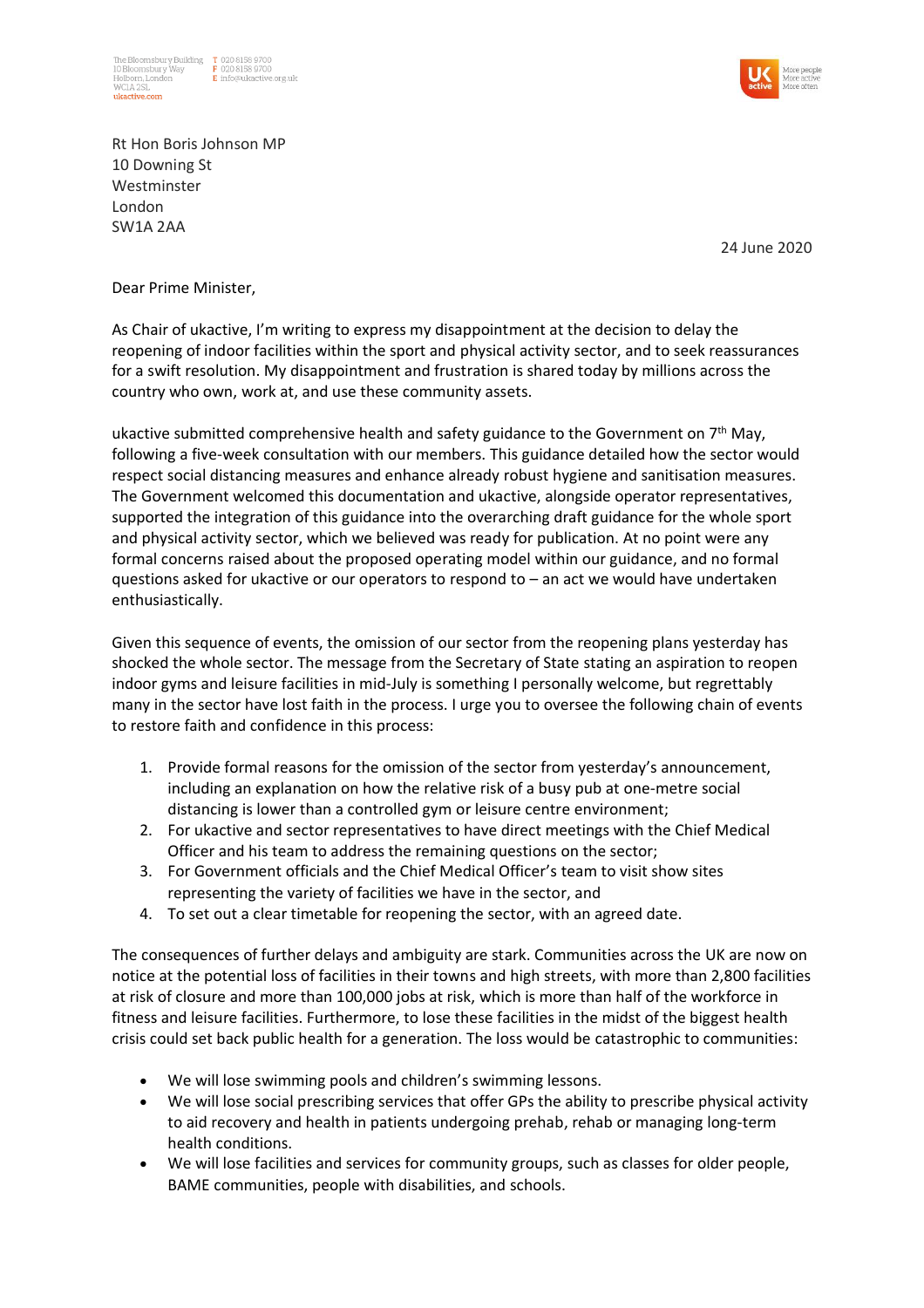The Bloomsbury Building
10 Bloomsbury Way
Holborn, London
WC1A 2SL
ukactive.com

T 020 8158 9700
F 020 8158 9700
E info@ukactive.org.uk

Rt Hon Boris Johnson MP
10 Downing St
Westminster
London
SW1A 2AA

24 June 2020

Dear Prime Minister,

As Chair of ukactive, I'm writing to express my disappointment at the decision to delay the reopening of indoor facilities within the sport and physical activity sector, and to seek reassurances for a swift resolution. My disappointment and frustration is shared today by millions across the country who own, work at, and use these community assets.

ukactive submitted comprehensive health and safety guidance to the Government on 7th May, following a five-week consultation with our members. This guidance detailed how the sector would respect social distancing measures and enhance already robust hygiene and sanitisation measures. The Government welcomed this documentation and ukactive, alongside operator representatives, supported the integration of this guidance into the overarching draft guidance for the whole sport and physical activity sector, which we believed was ready for publication. At no point were any formal concerns raised about the proposed operating model within our guidance, and no formal questions asked for ukactive or our operators to respond to – an act we would have undertaken enthusiastically.

Given this sequence of events, the omission of our sector from the reopening plans yesterday has shocked the whole sector. The message from the Secretary of State stating an aspiration to reopen indoor gyms and leisure facilities in mid-July is something I personally welcome, but regrettably many in the sector have lost faith in the process. I urge you to oversee the following chain of events to restore faith and confidence in this process:

1. Provide formal reasons for the omission of the sector from yesterday's announcement, including an explanation on how the relative risk of a busy pub at one-metre social distancing is lower than a controlled gym or leisure centre environment;
2. For ukactive and sector representatives to have direct meetings with the Chief Medical Officer and his team to address the remaining questions on the sector;
3. For Government officials and the Chief Medical Officer's team to visit show sites representing the variety of facilities we have in the sector, and
4. To set out a clear timetable for reopening the sector, with an agreed date.

The consequences of further delays and ambiguity are stark. Communities across the UK are now on notice at the potential loss of facilities in their towns and high streets, with more than 2,800 facilities at risk of closure and more than 100,000 jobs at risk, which is more than half of the workforce in fitness and leisure facilities. Furthermore, to lose these facilities in the midst of the biggest health crisis could set back public health for a generation. The loss would be catastrophic to communities:

- We will lose swimming pools and children's swimming lessons.
- We will lose social prescribing services that offer GPs the ability to prescribe physical activity to aid recovery and health in patients undergoing prehab, rehab or managing long-term health conditions.
- We will lose facilities and services for community groups, such as classes for older people, BAME communities, people with disabilities, and schools.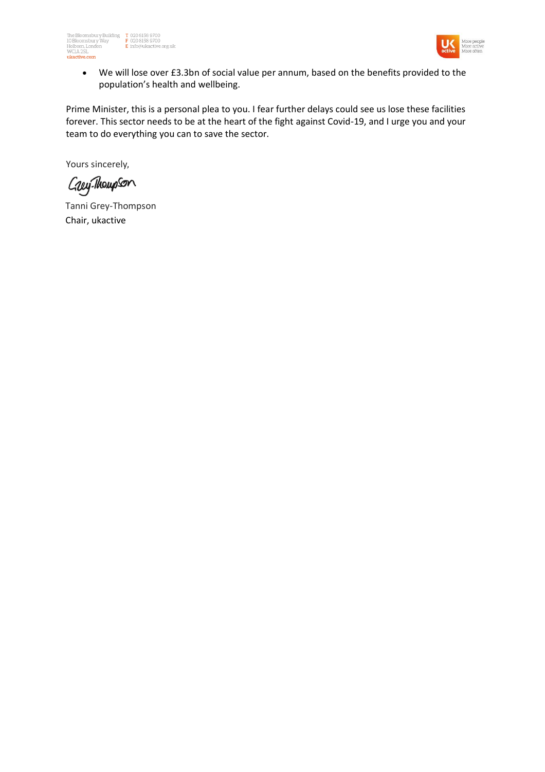- We will lose over £3.3bn of social value per annum, based on the benefits provided to the population's health and wellbeing.

Prime Minister, this is a personal plea to you. I fear further delays could see us lose these facilities forever. This sector needs to be at the heart of the fight against Covid-19, and I urge you and your team to do everything you can to save the sector.

Yours sincerely,

Grey-Thompson

Tanni Grey-Thompson
Chair, ukactive